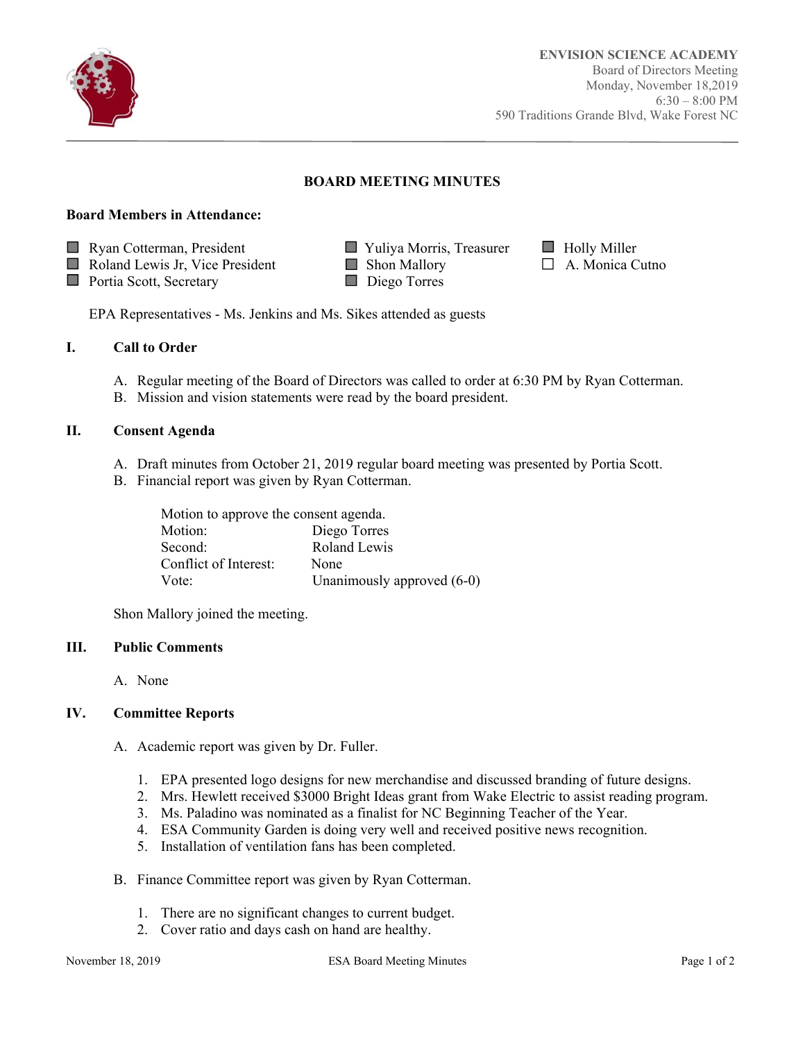**ENVISION SCIENCE ACADEMY**
Board of Directors Meeting
Monday, November 18,2019
6:30 – 8:00 PM
590 Traditions Grande Blvd, Wake Forest NC

# BOARD MEETING MINUTES

**Board Members in Attendance:**

- [x] Ryan Cotterman, President
- [x] Roland Lewis Jr, Vice President
- [x] Portia Scott, Secretary
- [x] Yuliya Morris, Treasurer
- [x] Shon Mallory
- [x] Diego Torres
- [x] Holly Miller
- [ ] A. Monica Cutno

EPA Representatives - Ms. Jenkins and Ms. Sikes attended as guests

## I. Call to Order

A. Regular meeting of the Board of Directors was called to order at 6:30 PM by Ryan Cotterman.
B. Mission and vision statements were read by the board president.

## II. Consent Agenda

A. Draft minutes from October 21, 2019 regular board meeting was presented by Portia Scott.
B. Financial report was given by Ryan Cotterman.

Motion to approve the consent agenda.

| | |
|---|---|
| Motion: | Diego Torres |
| Second: | Roland Lewis |
| Conflict of Interest: | None |
| Vote: | Unanimously approved (6-0) |

Shon Mallory joined the meeting.

## III. Public Comments

A. None

## IV. Committee Reports

A. Academic report was given by Dr. Fuller.

1. EPA presented logo designs for new merchandise and discussed branding of future designs.
2. Mrs. Hewlett received $3000 Bright Ideas grant from Wake Electric to assist reading program.
3. Ms. Paladino was nominated as a finalist for NC Beginning Teacher of the Year.
4. ESA Community Garden is doing very well and received positive news recognition.
5. Installation of ventilation fans has been completed.

B. Finance Committee report was given by Ryan Cotterman.

1. There are no significant changes to current budget.
2. Cover ratio and days cash on hand are healthy.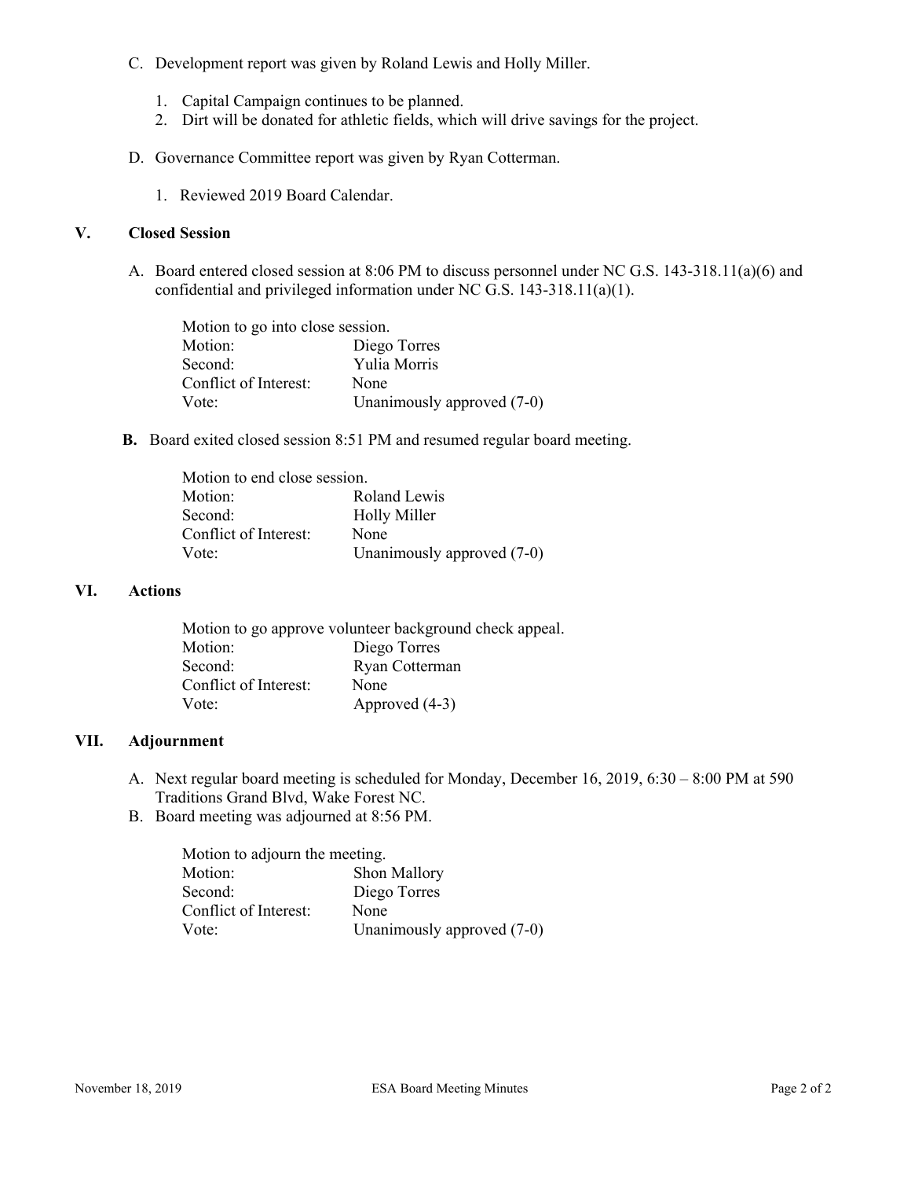C. Development report was given by Roland Lewis and Holly Miller.

1. Capital Campaign continues to be planned.
2. Dirt will be donated for athletic fields, which will drive savings for the project.

D. Governance Committee report was given by Ryan Cotterman.

1. Reviewed 2019 Board Calendar.

## V. Closed Session

A. Board entered closed session at 8:06 PM to discuss personnel under NC G.S. 143-318.11(a)(6) and confidential and privileged information under NC G.S. 143-318.11(a)(1).

Motion to go into close session.

| | |
|---|---|
| Motion: | Diego Torres |
| Second: | Yulia Morris |
| Conflict of Interest: | None |
| Vote: | Unanimously approved (7-0) |

**B.** Board exited closed session 8:51 PM and resumed regular board meeting.

Motion to end close session.

| | |
|---|---|
| Motion: | Roland Lewis |
| Second: | Holly Miller |
| Conflict of Interest: | None |
| Vote: | Unanimously approved (7-0) |

## VI. Actions

Motion to go approve volunteer background check appeal.

| | |
|---|---|
| Motion: | Diego Torres |
| Second: | Ryan Cotterman |
| Conflict of Interest: | None |
| Vote: | Approved (4-3) |

## VII. Adjournment

A. Next regular board meeting is scheduled for Monday, December 16, 2019, 6:30 – 8:00 PM at 590 Traditions Grand Blvd, Wake Forest NC.

B. Board meeting was adjourned at 8:56 PM.

Motion to adjourn the meeting.

| | |
|---|---|
| Motion: | Shon Mallory |
| Second: | Diego Torres |
| Conflict of Interest: | None |
| Vote: | Unanimously approved (7-0) |